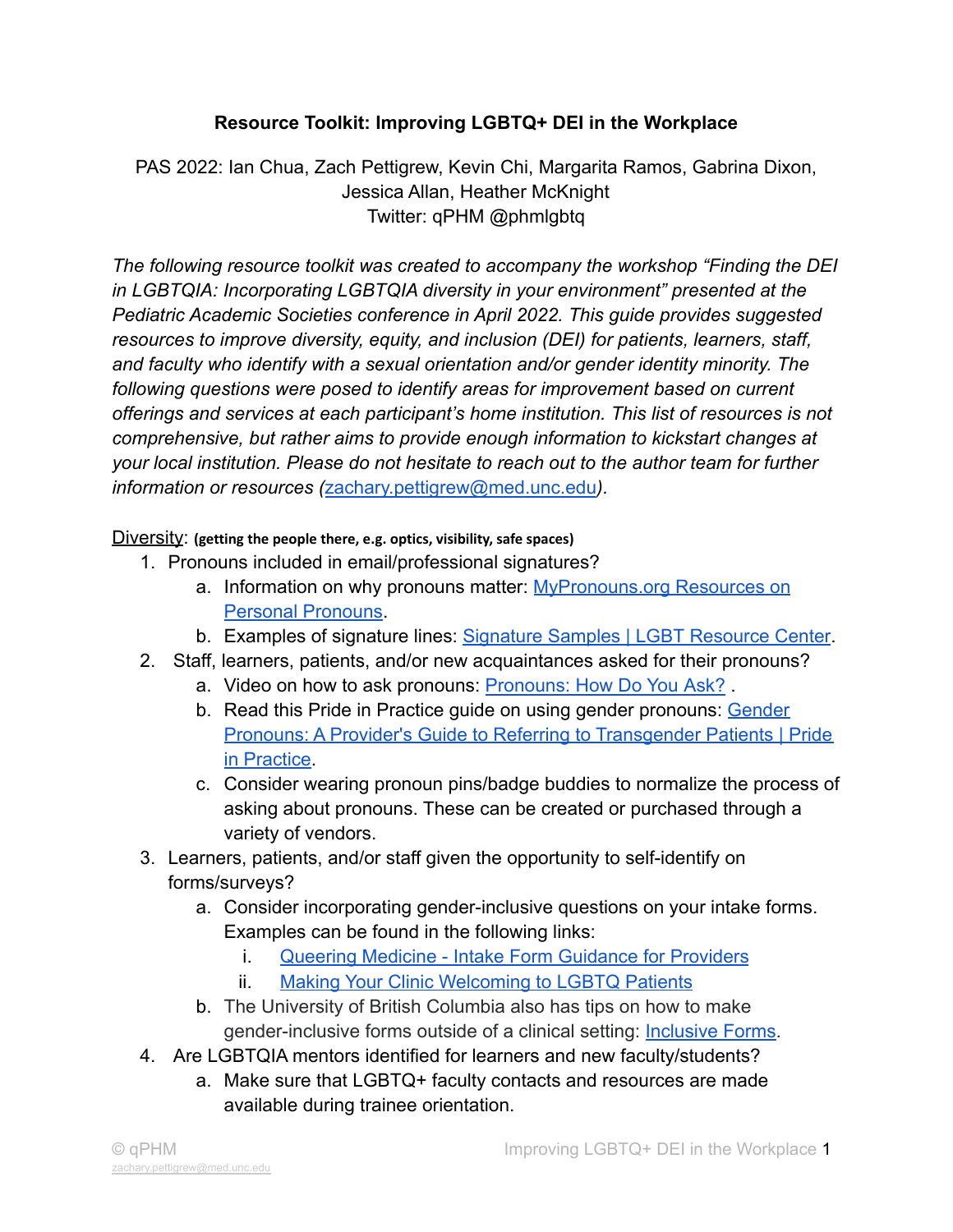# Resource Toolkit: Improving LGBTQ+ DEI in the Workplace

PAS 2022: Ian Chua, Zach Pettigrew, Kevin Chi, Margarita Ramos, Gabrina Dixon, Jessica Allan, Heather McKnight
Twitter: qPHM @phmlgbtq

*The following resource toolkit was created to accompany the workshop "Finding the DEI in LGBTQIA: Incorporating LGBTQIA diversity in your environment" presented at the Pediatric Academic Societies conference in April 2022. This guide provides suggested resources to improve diversity, equity, and inclusion (DEI) for patients, learners, staff, and faculty who identify with a sexual orientation and/or gender identity minority. The following questions were posed to identify areas for improvement based on current offerings and services at each participant's home institution. This list of resources is not comprehensive, but rather aims to provide enough information to kickstart changes at your local institution. Please do not hesitate to reach out to the author team for further information or resources (zachary.pettigrew@med.unc.edu).*

Diversity: **(getting the people there, e.g. optics, visibility, safe spaces)**

1. Pronouns included in email/professional signatures?
   a. Information on why pronouns matter: MyPronouns.org Resources on Personal Pronouns.
   b. Examples of signature lines: Signature Samples | LGBT Resource Center.
2. Staff, learners, patients, and/or new acquaintances asked for their pronouns?
   a. Video on how to ask pronouns: Pronouns: How Do You Ask? .
   b. Read this Pride in Practice guide on using gender pronouns: Gender Pronouns: A Provider's Guide to Referring to Transgender Patients | Pride in Practice.
   c. Consider wearing pronoun pins/badge buddies to normalize the process of asking about pronouns. These can be created or purchased through a variety of vendors.
3. Learners, patients, and/or staff given the opportunity to self-identify on forms/surveys?
   a. Consider incorporating gender-inclusive questions on your intake forms. Examples can be found in the following links:
      i. Queering Medicine - Intake Form Guidance for Providers
      ii. Making Your Clinic Welcoming to LGBTQ Patients
   b. The University of British Columbia also has tips on how to make gender-inclusive forms outside of a clinical setting: Inclusive Forms.
4. Are LGBTQIA mentors identified for learners and new faculty/students?
   a. Make sure that LGBTQ+ faculty contacts and resources are made available during trainee orientation.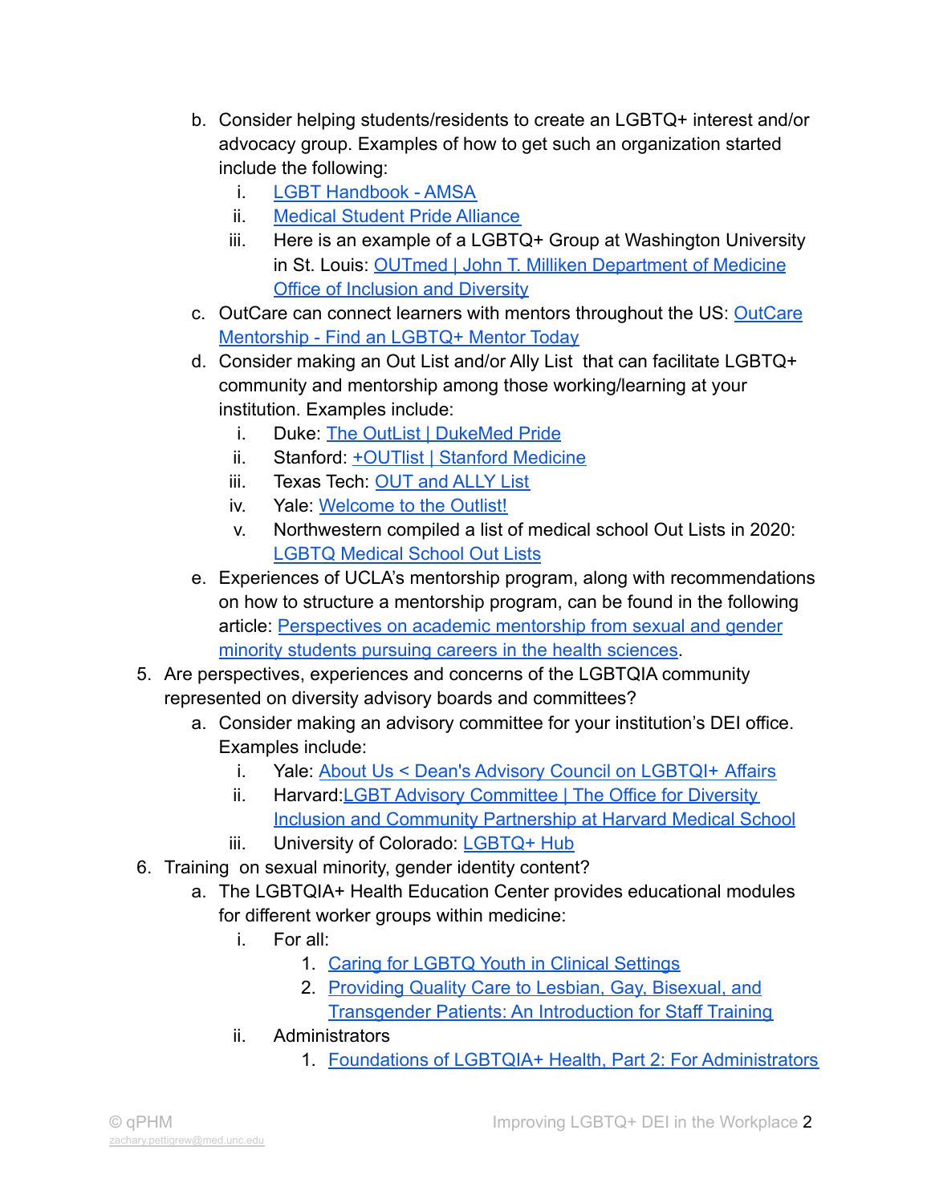b. Consider helping students/residents to create an LGBTQ+ interest and/or advocacy group. Examples of how to get such an organization started include the following:
      i. LGBT Handbook - AMSA
      ii. Medical Student Pride Alliance
      iii. Here is an example of a LGBTQ+ Group at Washington University in St. Louis: OUTmed | John T. Milliken Department of Medicine Office of Inclusion and Diversity
   c. OutCare can connect learners with mentors throughout the US: OutCare Mentorship - Find an LGBTQ+ Mentor Today
   d. Consider making an Out List and/or Ally List that can facilitate LGBTQ+ community and mentorship among those working/learning at your institution. Examples include:
      i. Duke: The OutList | DukeMed Pride
      ii. Stanford: +OUTlist | Stanford Medicine
      iii. Texas Tech: OUT and ALLY List
      iv. Yale: Welcome to the Outlist!
      v. Northwestern compiled a list of medical school Out Lists in 2020: LGBTQ Medical School Out Lists
   e. Experiences of UCLA's mentorship program, along with recommendations on how to structure a mentorship program, can be found in the following article: Perspectives on academic mentorship from sexual and gender minority students pursuing careers in the health sciences.

5. Are perspectives, experiences and concerns of the LGBTQIA community represented on diversity advisory boards and committees?
   a. Consider making an advisory committee for your institution's DEI office. Examples include:
      i. Yale: About Us < Dean's Advisory Council on LGBTQI+ Affairs
      ii. Harvard: LGBT Advisory Committee | The Office for Diversity Inclusion and Community Partnership at Harvard Medical School
      iii. University of Colorado: LGBTQ+ Hub

6. Training on sexual minority, gender identity content?
   a. The LGBTQIA+ Health Education Center provides educational modules for different worker groups within medicine:
      i. For all:
         1. Caring for LGBTQ Youth in Clinical Settings
         2. Providing Quality Care to Lesbian, Gay, Bisexual, and Transgender Patients: An Introduction for Staff Training
      ii. Administrators
         1. Foundations of LGBTQIA+ Health, Part 2: For Administrators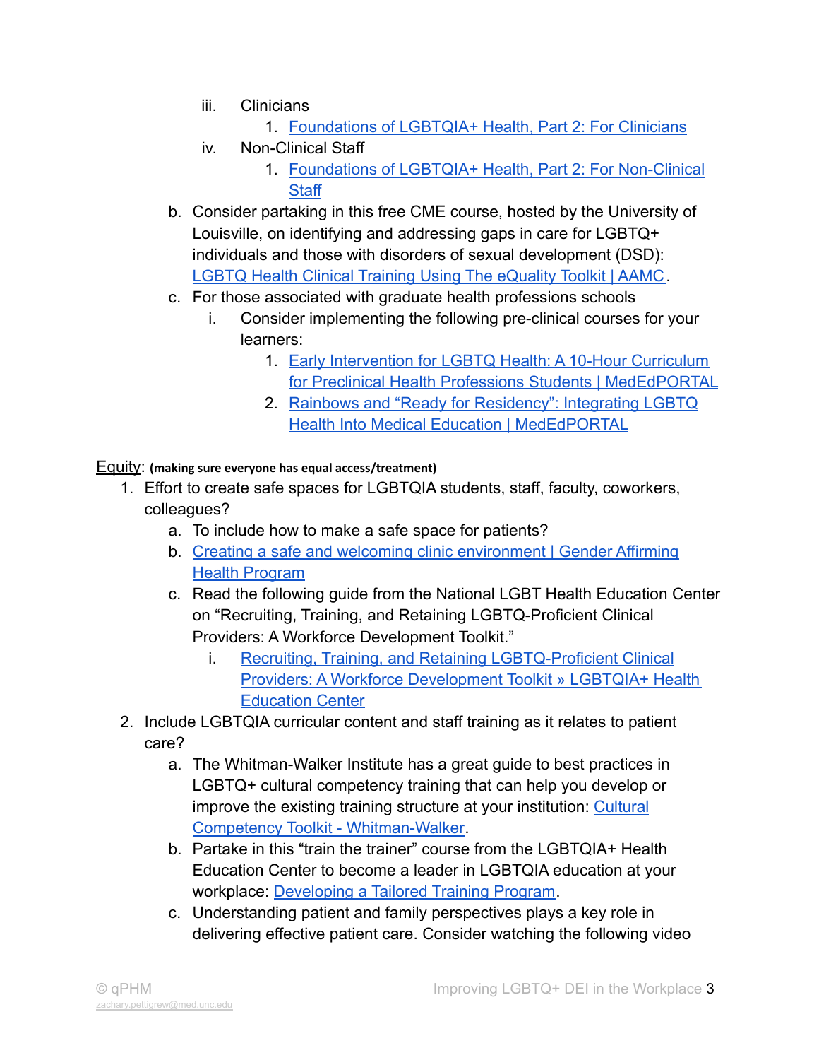iii. Clinicians
      1. Foundations of LGBTQIA+ Health, Part 2: For Clinicians
   iv. Non-Clinical Staff
      1. Foundations of LGBTQIA+ Health, Part 2: For Non-Clinical Staff

b. Consider partaking in this free CME course, hosted by the University of Louisville, on identifying and addressing gaps in care for LGBTQ+ individuals and those with disorders of sexual development (DSD): LGBTQ Health Clinical Training Using The eQuality Toolkit | AAMC.

c. For those associated with graduate health professions schools
   i. Consider implementing the following pre-clinical courses for your learners:
      1. Early Intervention for LGBTQ Health: A 10-Hour Curriculum for Preclinical Health Professions Students | MedEdPORTAL
      2. Rainbows and "Ready for Residency": Integrating LGBTQ Health Into Medical Education | MedEdPORTAL

<u>Equity</u>: **(making sure everyone has equal access/treatment)**

1. Effort to create safe spaces for LGBTQIA students, staff, faculty, coworkers, colleagues?
   a. To include how to make a safe space for patients?
   b. Creating a safe and welcoming clinic environment | Gender Affirming Health Program
   c. Read the following guide from the National LGBT Health Education Center on "Recruiting, Training, and Retaining LGBTQ-Proficient Clinical Providers: A Workforce Development Toolkit."
      i. Recruiting, Training, and Retaining LGBTQ-Proficient Clinical Providers: A Workforce Development Toolkit » LGBTQIA+ Health Education Center
2. Include LGBTQIA curricular content and staff training as it relates to patient care?
   a. The Whitman-Walker Institute has a great guide to best practices in LGBTQ+ cultural competency training that can help you develop or improve the existing training structure at your institution: Cultural Competency Toolkit - Whitman-Walker.
   b. Partake in this "train the trainer" course from the LGBTQIA+ Health Education Center to become a leader in LGBTQIA education at your workplace: Developing a Tailored Training Program.
   c. Understanding patient and family perspectives plays a key role in delivering effective patient care. Consider watching the following video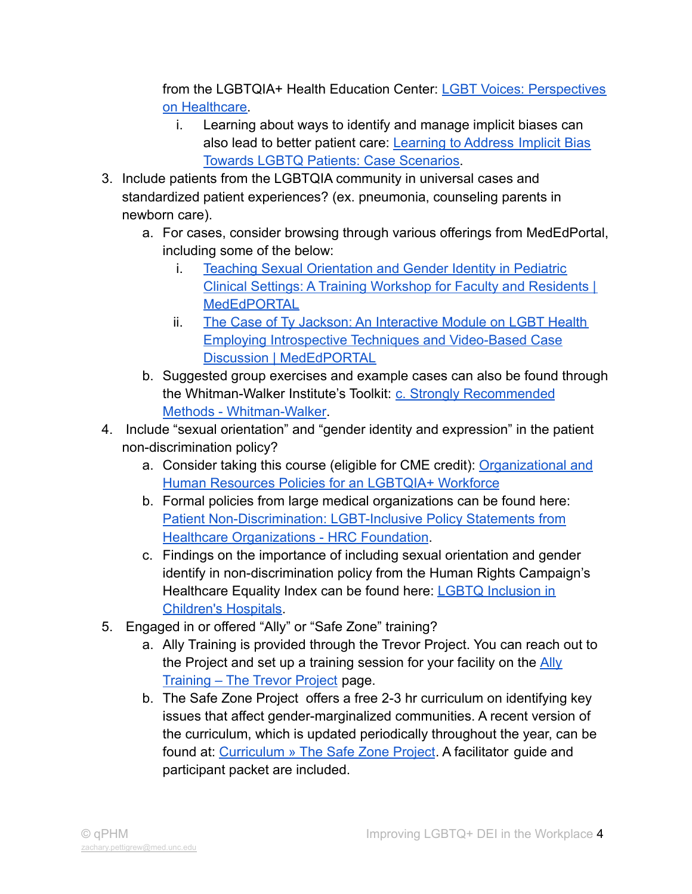from the LGBTQIA+ Health Education Center: [LGBT Voices: Perspectives on Healthcare](#).

   i. Learning about ways to identify and manage implicit biases can also lead to better patient care: [Learning to Address Implicit Bias Towards LGBTQ Patients: Case Scenarios](#).

3. Include patients from the LGBTQIA community in universal cases and standardized patient experiences? (ex. pneumonia, counseling parents in newborn care).
   a. For cases, consider browsing through various offerings from MedEdPortal, including some of the below:
      i. [Teaching Sexual Orientation and Gender Identity in Pediatric Clinical Settings: A Training Workshop for Faculty and Residents | MedEdPORTAL](#)
      ii. [The Case of Ty Jackson: An Interactive Module on LGBT Health Employing Introspective Techniques and Video-Based Case Discussion | MedEdPORTAL](#)
   b. Suggested group exercises and example cases can also be found through the Whitman-Walker Institute's Toolkit: [c. Strongly Recommended Methods - Whitman-Walker](#).
4. Include "sexual orientation" and "gender identity and expression" in the patient non-discrimination policy?
   a. Consider taking this course (eligible for CME credit): [Organizational and Human Resources Policies for an LGBTQIA+ Workforce](#)
   b. Formal policies from large medical organizations can be found here: [Patient Non-Discrimination: LGBT-Inclusive Policy Statements from Healthcare Organizations - HRC Foundation](#).
   c. Findings on the importance of including sexual orientation and gender identify in non-discrimination policy from the Human Rights Campaign's Healthcare Equality Index can be found here: [LGBTQ Inclusion in Children's Hospitals](#).
5. Engaged in or offered "Ally" or "Safe Zone" training?
   a. Ally Training is provided through the Trevor Project. You can reach out to the Project and set up a training session for your facility on the [Ally Training – The Trevor Project](#) page.
   b. The Safe Zone Project offers a free 2-3 hr curriculum on identifying key issues that affect gender-marginalized communities. A recent version of the curriculum, which is updated periodically throughout the year, can be found at: [Curriculum » The Safe Zone Project](#). A facilitator guide and participant packet are included.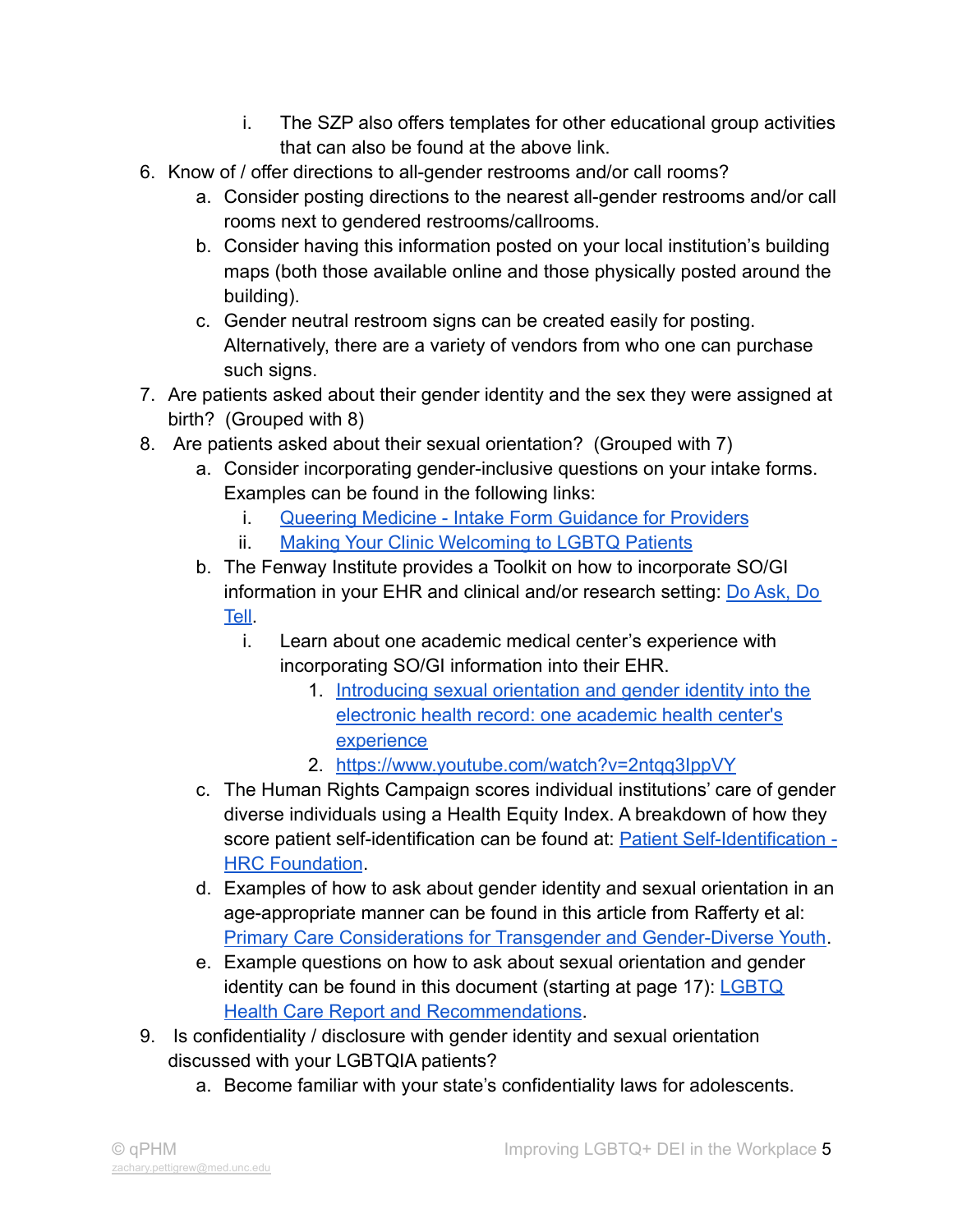i. The SZP also offers templates for other educational group activities that can also be found at the above link.

6. Know of / offer directions to all-gender restrooms and/or call rooms?
    a. Consider posting directions to the nearest all-gender restrooms and/or call rooms next to gendered restrooms/callrooms.
    b. Consider having this information posted on your local institution's building maps (both those available online and those physically posted around the building).
    c. Gender neutral restroom signs can be created easily for posting. Alternatively, there are a variety of vendors from who one can purchase such signs.
7. Are patients asked about their gender identity and the sex they were assigned at birth? (Grouped with 8)
8. Are patients asked about their sexual orientation? (Grouped with 7)
    a. Consider incorporating gender-inclusive questions on your intake forms. Examples can be found in the following links:
        i. Queering Medicine - Intake Form Guidance for Providers
        ii. Making Your Clinic Welcoming to LGBTQ Patients
    b. The Fenway Institute provides a Toolkit on how to incorporate SO/GI information in your EHR and clinical and/or research setting: Do Ask, Do Tell.
        i. Learn about one academic medical center's experience with incorporating SO/GI information into their EHR.
            1. Introducing sexual orientation and gender identity into the electronic health record: one academic health center's experience
            2. https://www.youtube.com/watch?v=2ntqq3IppVY
    c. The Human Rights Campaign scores individual institutions' care of gender diverse individuals using a Health Equity Index. A breakdown of how they score patient self-identification can be found at: Patient Self-Identification - HRC Foundation.
    d. Examples of how to ask about gender identity and sexual orientation in an age-appropriate manner can be found in this article from Rafferty et al: Primary Care Considerations for Transgender and Gender-Diverse Youth.
    e. Example questions on how to ask about sexual orientation and gender identity can be found in this document (starting at page 17): LGBTQ Health Care Report and Recommendations.
9. Is confidentiality / disclosure with gender identity and sexual orientation discussed with your LGBTQIA patients?
    a. Become familiar with your state's confidentiality laws for adolescents.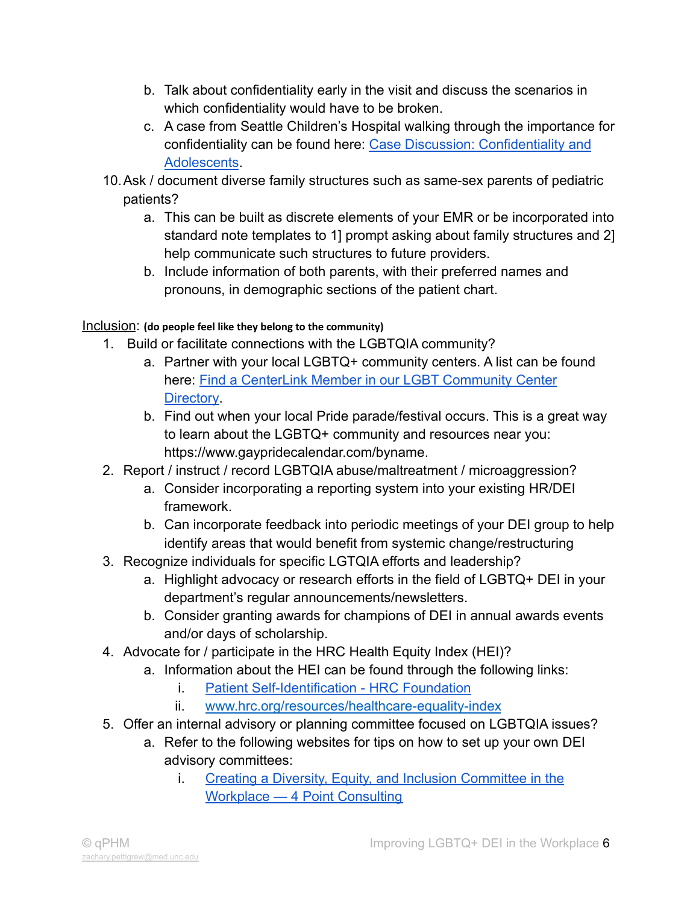b. Talk about confidentiality early in the visit and discuss the scenarios in which confidentiality would have to be broken.
   c. A case from Seattle Children's Hospital walking through the importance for confidentiality can be found here: [Case Discussion: Confidentiality and Adolescents]().

10. Ask / document diverse family structures such as same-sex parents of pediatric patients?
    a. This can be built as discrete elements of your EMR or be incorporated into standard note templates to 1] prompt asking about family structures and 2] help communicate such structures to future providers.
    b. Include information of both parents, with their preferred names and pronouns, in demographic sections of the patient chart.

<u>Inclusion</u>: **(do people feel like they belong to the community)**

1. Build or facilitate connections with the LGBTQIA community?
   a. Partner with your local LGBTQ+ community centers. A list can be found here: [Find a CenterLink Member in our LGBT Community Center Directory]().
   b. Find out when your local Pride parade/festival occurs. This is a great way to learn about the LGBTQ+ community and resources near you: https://www.gaypridecalendar.com/byname.
2. Report / instruct / record LGBTQIA abuse/maltreatment / microaggression?
   a. Consider incorporating a reporting system into your existing HR/DEI framework.
   b. Can incorporate feedback into periodic meetings of your DEI group to help identify areas that would benefit from systemic change/restructuring
3. Recognize individuals for specific LGTQIA efforts and leadership?
   a. Highlight advocacy or research efforts in the field of LGBTQ+ DEI in your department's regular announcements/newsletters.
   b. Consider granting awards for champions of DEI in annual awards events and/or days of scholarship.
4. Advocate for / participate in the HRC Health Equity Index (HEI)?
   a. Information about the HEI can be found through the following links:
      i. [Patient Self-Identification - HRC Foundation]()
      ii. [www.hrc.org/resources/healthcare-equality-index]()
5. Offer an internal advisory or planning committee focused on LGBTQIA issues?
   a. Refer to the following websites for tips on how to set up your own DEI advisory committees:
      i. [Creating a Diversity, Equity, and Inclusion Committee in the Workplace — 4 Point Consulting]()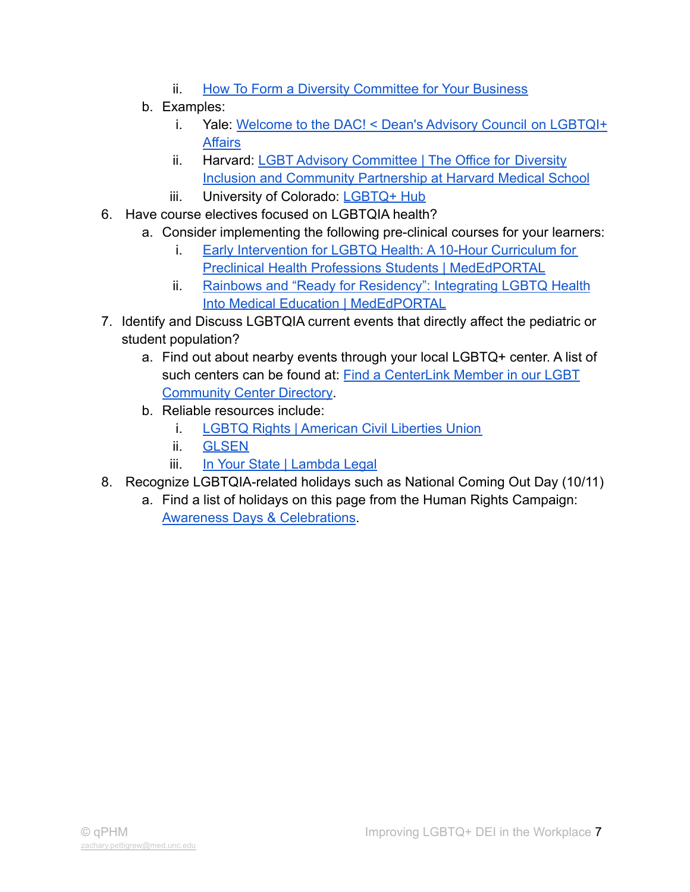ii. [How To Form a Diversity Committee for Your Business]

   b. Examples:
      i. Yale: [Welcome to the DAC! < Dean's Advisory Council on LGBTQI+ Affairs]
      ii. Harvard: [LGBT Advisory Committee | The Office for Diversity Inclusion and Community Partnership at Harvard Medical School]
      iii. University of Colorado: [LGBTQ+ Hub]

6. Have course electives focused on LGBTQIA health?
   a. Consider implementing the following pre-clinical courses for your learners:
      i. [Early Intervention for LGBTQ Health: A 10-Hour Curriculum for Preclinical Health Professions Students | MedEdPORTAL]
      ii. [Rainbows and "Ready for Residency": Integrating LGBTQ Health Into Medical Education | MedEdPORTAL]

7. Identify and Discuss LGBTQIA current events that directly affect the pediatric or student population?
   a. Find out about nearby events through your local LGBTQ+ center. A list of such centers can be found at: [Find a CenterLink Member in our LGBT Community Center Directory].
   b. Reliable resources include:
      i. [LGBTQ Rights | American Civil Liberties Union]
      ii. [GLSEN]
      iii. [In Your State | Lambda Legal]

8. Recognize LGBTQIA-related holidays such as National Coming Out Day (10/11)
   a. Find a list of holidays on this page from the Human Rights Campaign: [Awareness Days & Celebrations].

© qPHM
zachary.pettigrew@med.unc.edu